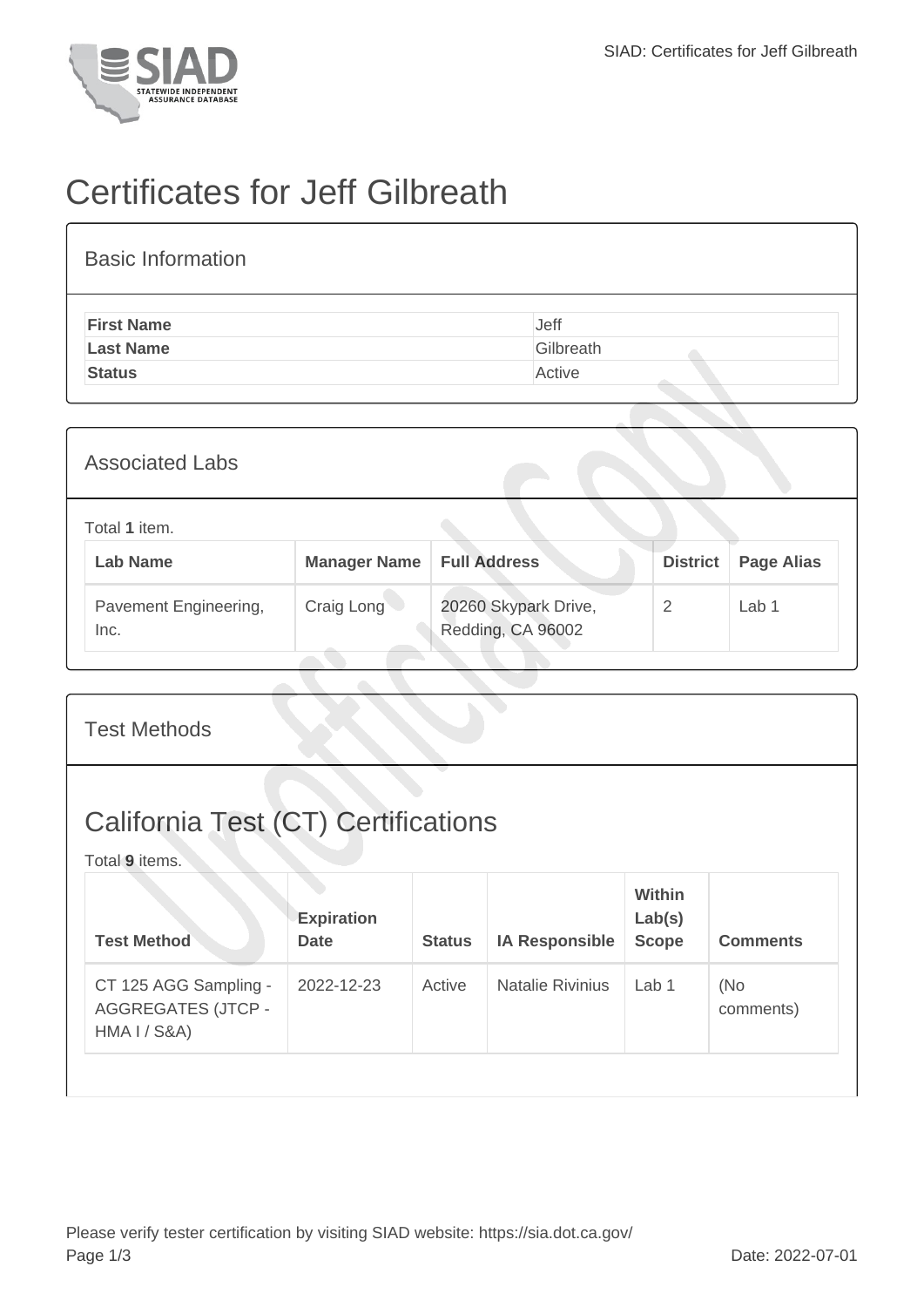# Certificates for Jeff Gilbreath

## Basic Information

| | |
|---|---|
| **First Name** | Jeff |
| **Last Name** | Gilbreath |
| **Status** | Active |

## Associated Labs

Total **1** item.

| Lab Name | Manager Name | Full Address | District | Page Alias |
|---|---|---|---|---|
| Pavement Engineering, Inc. | Craig Long | 20260 Skypark Drive, Redding, CA 96002 | 2 | Lab 1 |

## Test Methods

## California Test (CT) Certifications

Total **9** items.

| Test Method | Expiration Date | Status | IA Responsible | Within Lab(s) Scope | Comments |
|---|---|---|---|---|---|
| CT 125 AGG Sampling - AGGREGATES (JTCP - HMA I / S&A) | 2022-12-23 | Active | Natalie Rivinius | Lab 1 | (No comments) |

Please verify tester certification by visiting SIAD website: https://sia.dot.ca.gov/

Date: 2022-07-01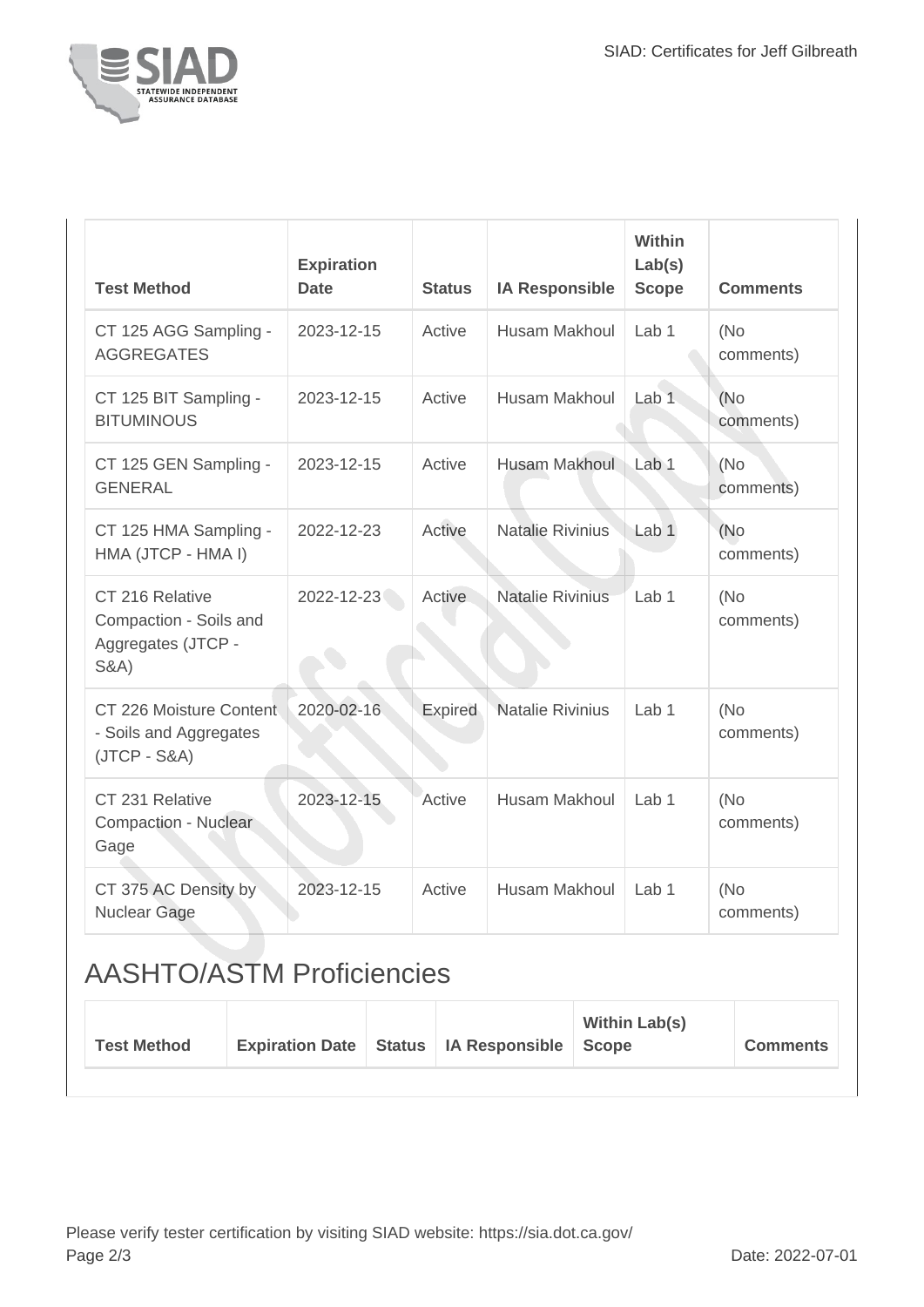| Test Method | Expiration Date | Status | IA Responsible | Within Lab(s) Scope | Comments |
|---|---|---|---|---|---|
| CT 125 AGG Sampling - AGGREGATES | 2023-12-15 | Active | Husam Makhoul | Lab 1 | (No comments) |
| CT 125 BIT Sampling - BITUMINOUS | 2023-12-15 | Active | Husam Makhoul | Lab 1 | (No comments) |
| CT 125 GEN Sampling - GENERAL | 2023-12-15 | Active | Husam Makhoul | Lab 1 | (No comments) |
| CT 125 HMA Sampling - HMA (JTCP - HMA I) | 2022-12-23 | Active | Natalie Rivinius | Lab 1 | (No comments) |
| CT 216 Relative Compaction - Soils and Aggregates (JTCP - S&A) | 2022-12-23 | Active | Natalie Rivinius | Lab 1 | (No comments) |
| CT 226 Moisture Content - Soils and Aggregates (JTCP - S&A) | 2020-02-16 | Expired | Natalie Rivinius | Lab 1 | (No comments) |
| CT 231 Relative Compaction - Nuclear Gage | 2023-12-15 | Active | Husam Makhoul | Lab 1 | (No comments) |
| CT 375 AC Density by Nuclear Gage | 2023-12-15 | Active | Husam Makhoul | Lab 1 | (No comments) |

## AASHTO/ASTM Proficiencies

| Test Method | Expiration Date | Status | IA Responsible | Within Lab(s) Scope | Comments |
|---|---|---|---|---|---|

Please verify tester certification by visiting SIAD website: https://sia.dot.ca.gov/

Date: 2022-07-01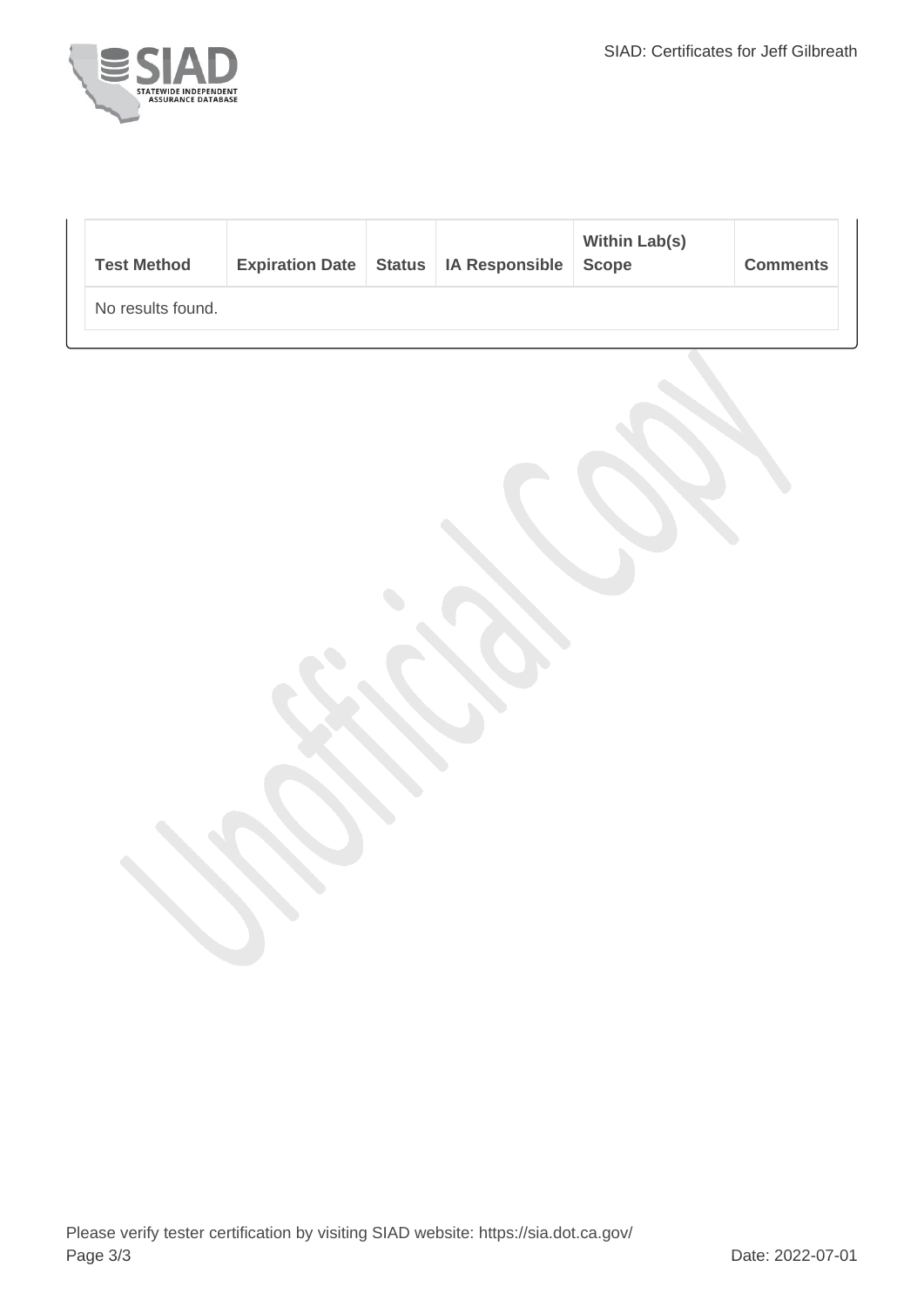| Test Method | Expiration Date | Status | IA Responsible | Within Lab(s) Scope | Comments |
| --- | --- | --- | --- | --- | --- |
| No results found. | | | | | |

Please verify tester certification by visiting SIAD website: https://sia.dot.ca.gov/

Date: 2022-07-01